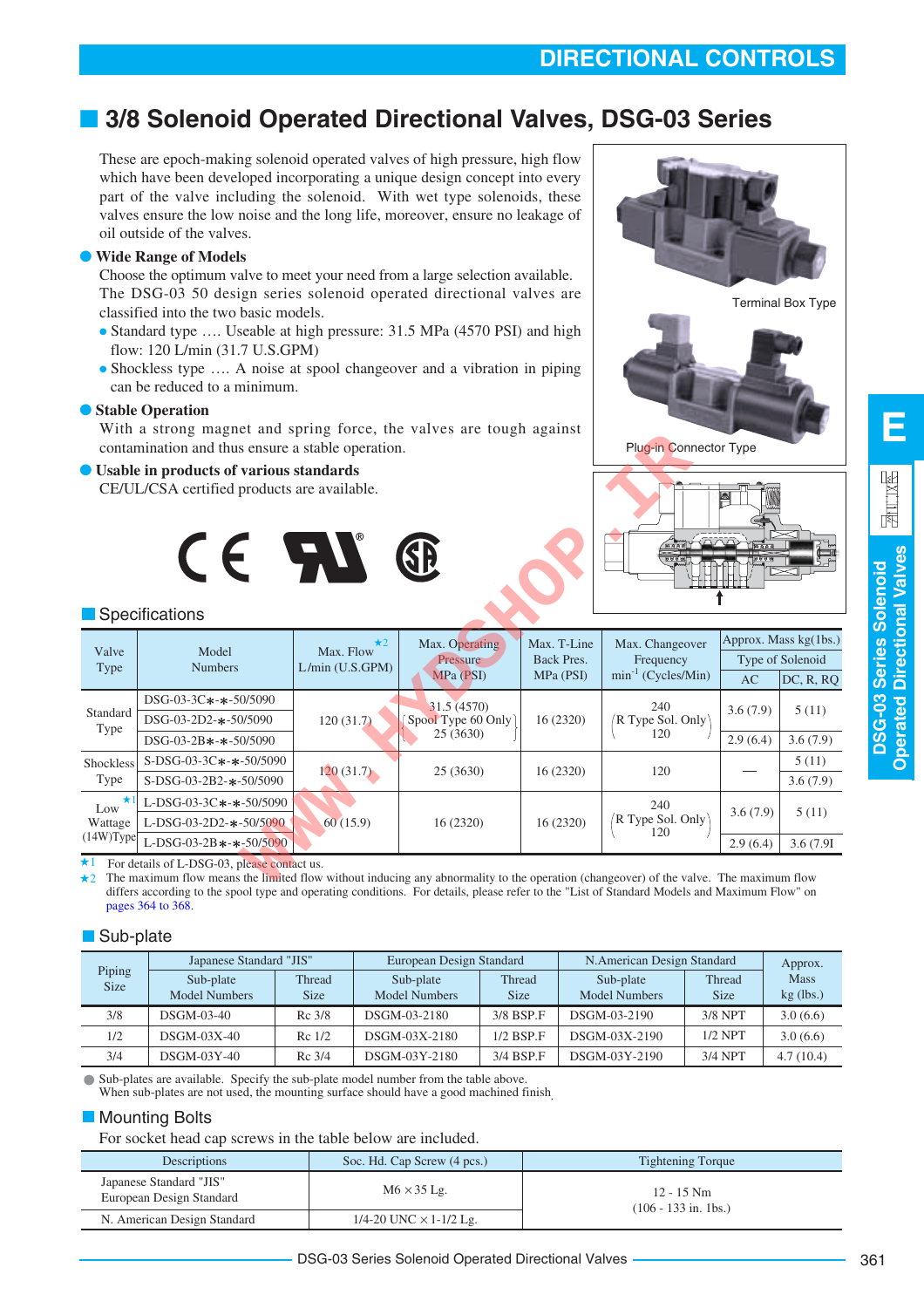# 3/8 Solenoid Operated Directional Valves, DSG-03 Series

These are epoch-making solenoid operated valves of high pressure, high flow which have been developed incorporating a unique design concept into every part of the valve including the solenoid. With wet type solenoids, these valves ensure the low noise and the long life, moreover, ensure no leakage of oil outside of the valves.

**Wide Range of Models**

Choose the optimum valve to meet your need from a large selection available. The DSG-03 50 design series solenoid operated directional valves are classified into the two basic models.

- Standard type …. Useable at high pressure: 31.5 MPa (4570 PSI) and high flow: 120 L/min (31.7 U.S.GPM)
- Shockless type …. A noise at spool changeover and a vibration in piping can be reduced to a minimum.

**Stable Operation**

With a strong magnet and spring force, the valves are tough against contamination and thus ensure a stable operation.

**Usable in products of various standards**

CE/UL/CSA certified products are available.

Terminal Box Type

Plug-in Connector Type

## Specifications

| Valve Type | Model Numbers | Max. Flow ★2 L/min (U.S.GPM) | Max. Operating Pressure MPa (PSI) | Max. T-Line Back Pres. MPa (PSI) | Max. Changeover Frequency $min^{-1}$ (Cycles/Min) | Approx. Mass kg(1bs.) Type of Solenoid AC | DC, R, RQ |
|---|---|---|---|---|---|---|---|
| Standard Type | DSG-03-3C∗-∗-50/5090 | 120 (31.7) | 31.5 (4570) (Spool Type 60 Only 25 (3630)) | 16 (2320) | 240 (R Type Sol. Only 120) | 3.6 (7.9) | 5 (11) |
| | DSG-03-2D2-∗-50/5090 | | | | | | |
| | DSG-03-2B∗-∗-50/5090 | | | | | 2.9 (6.4) | 3.6 (7.9) |
| Shockless Type | S-DSG-03-3C∗-∗-50/5090 | 120 (31.7) | 25 (3630) | 16 (2320) | 120 | — | 5 (11) |
| | S-DSG-03-2B2-∗-50/5090 | | | | | | 3.6 (7.9) |
| Low ★1 Wattage (14W)Type | L-DSG-03-3C∗-∗-50/5090 | 60 (15.9) | 16 (2320) | 16 (2320) | 240 (R Type Sol. Only 120) | 3.6 (7.9) | 5 (11) |
| | L-DSG-03-2D2-∗-50/5090 | | | | | | |
| | L-DSG-03-2B∗-∗-50/5090 | | | | | 2.9 (6.4) | 3.6 (7.9) |

★1 For details of L-DSG-03, please contact us.

★2 The maximum flow means the limited flow without inducing any abnormality to the operation (changeover) of the valve. The maximum flow differs according to the spool type and operating conditions. For details, please refer to the "List of Standard Models and Maximum Flow" on pages 364 to 368.

## Sub-plate

| Piping Size | Japanese Standard "JIS" Sub-plate Model Numbers | Thread Size | European Design Standard Sub-plate Model Numbers | Thread Size | N.American Design Standard Sub-plate Model Numbers | Thread Size | Approx. Mass kg (lbs.) |
|---|---|---|---|---|---|---|---|
| 3/8 | DSGM-03-40 | Rc 3/8 | DSGM-03-2180 | 3/8 BSP.F | DSGM-03-2190 | 3/8 NPT | 3.0 (6.6) |
| 1/2 | DSGM-03X-40 | Rc 1/2 | DSGM-03X-2180 | 1/2 BSP.F | DSGM-03X-2190 | 1/2 NPT | 3.0 (6.6) |
| 3/4 | DSGM-03Y-40 | Rc 3/4 | DSGM-03Y-2180 | 3/4 BSP.F | DSGM-03Y-2190 | 3/4 NPT | 4.7 (10.4) |

Sub-plates are available. Specify the sub-plate model number from the table above.
When sub-plates are not used, the mounting surface should have a good machined finish.

## Mounting Bolts

For socket head cap screws in the table below are included.

| Descriptions | Soc. Hd. Cap Screw (4 pcs.) | Tightening Torque |
|---|---|---|
| Japanese Standard "JIS" European Design Standard | M6 × 35 Lg. | 12 - 15 Nm (106 - 133 in. 1bs.) |
| N. American Design Standard | 1/4-20 UNC × 1-1/2 Lg. | |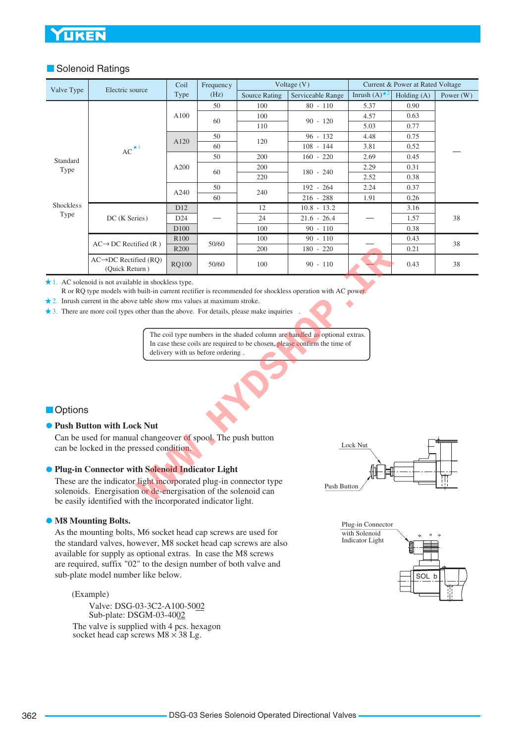## Solenoid Ratings

| Valve Type | Electric source | Coil Type | Frequency (Hz) | Voltage (V) | | Current & Power at Rated Voltage | | |
|---|---|---|---|---|---|---|---|---|
| | | | | Source Rating | Serviceable Range | Inrush (A)★2 | Holding (A) | Power (W) |
| Standard Type | AC★1 | A100 | 50 | 100 | 80 - 110 | 5.37 | 0.90 | — |
| | | | 60 | 100 | 90 - 120 | 4.57 | 0.63 | |
| | | | | 110 | | 5.03 | 0.77 | |
| | | A120 | 50 | 120 | 96 - 132 | 4.48 | 0.75 | |
| | | | 60 | | 108 - 144 | 3.81 | 0.52 | |
| | | A200 | 50 | 200 | 160 - 220 | 2.69 | 0.45 | |
| | | | 60 | 200 | 180 - 240 | 2.29 | 0.31 | |
| | | | | 220 | | 2.52 | 0.38 | |
| | | A240 | 50 | 240 | 192 - 264 | 2.24 | 0.37 | |
| | | | 60 | | 216 - 288 | 1.91 | 0.26 | |
| Shockless Type | DC (K Series) | D12 | — | 12 | 10.8 - 13.2 | — | 3.16 | 38 |
| | | D24 | | 24 | 21.6 - 26.4 | | 1.57 | |
| | | D100 | | 100 | 90 - 110 | | 0.38 | |
| | AC→DC Rectified (R) | R100 | 50/60 | 100 | 90 - 110 | — | 0.43 | 38 |
| | | R200 | | 200 | 180 - 220 | | 0.21 | |
| | AC→DC Rectified (RQ) (Quick Return) | RQ100 | 50/60 | 100 | 90 - 110 | — | 0.43 | 38 |

★1. AC solenoid is not available in shockless type.
R or RQ type models with built-in current rectifier is recommended for shockless operation with AC power.

★2. Inrush current in the above table show rms values at maximum stroke.

★3. There are more coil types other than the above. For details, please make inquiries.

> The coil type numbers in the shaded column are handled as optional extras. In case these coils are required to be chosen, please confirm the time of delivery with us before ordering.

## Options

### ● Push Button with Lock Nut

Can be used for manual changeover of spool. The push button can be locked in the pressed condition.

Lock Nut

Push Button

### ● Plug-in Connector with Solenoid Indicator Light

These are the indicator light incorporated plug-in connector type solenoids. Energisation or de-energisation of the solenoid can be easily identified with the incorporated indicator light.

Plug-in Connector with Solenoid Indicator Light

SOL b

### ● M8 Mounting Bolts.

As the mounting bolts, M6 socket head cap screws are used for the standard valves, however, M8 socket head cap screws are also available for supply as optional extras. In case the M8 screws are required, suffix "02" to the design number of both valve and sub-plate model number like below.

(Example)

Valve: DSG-03-3C2-A100-50<u>02</u>
Sub-plate: DSGM-03-40<u>02</u>

The valve is supplied with 4 pcs. hexagon socket head cap screws M8 × 38 Lg.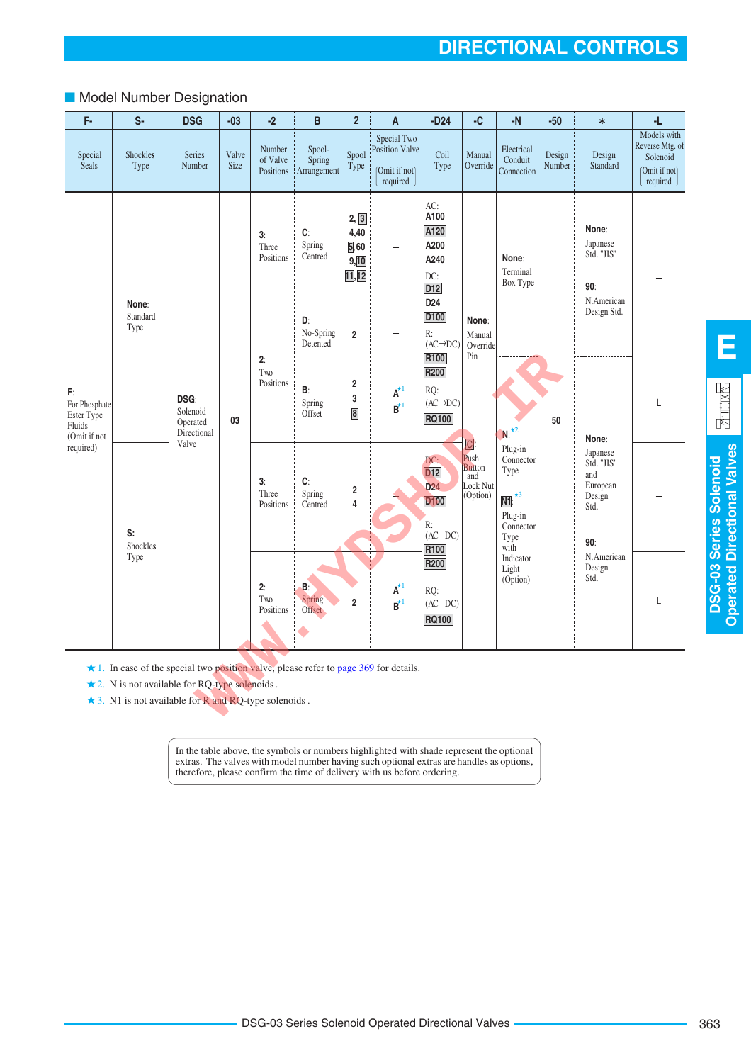## Model Number Designation

| F- | S- | DSG | -03 | -2 | B | 2 | A | -D24 | -C | -N | -50 | * | -L |
|---|---|---|---|---|---|---|---|---|---|---|---|---|---|
| Special Seals | Shockles Type | Series Number | Valve Size | Number of Valve Positions | Spool-Spring Arrangement | Spool Type | Special Two Position Valve (Omit if not required) | Coil Type | Manual Override | Electrical Conduit Connection | Design Number | Design Standard | Models with Reverse Mtg. of Solenoid (Omit if not required) |
| **F**: For Phosphate Ester Type Fluids (Omit if not required) | **None**: Standard Type | **DSG**: Solenoid Operated Directional Valve | 03 | **3**: Three Positions | **C**: Spring Centred | 2, 3, 4, 40, 5, 60, 9, 10, 11, 12 | – | AC: A100, A120, A200, A240; DC: D12, D24, D100; R: (AC→DC) R100, R200; RQ: (AC→DC) RQ100 | **None**: Manual Override Pin | **None**: Terminal Box Type | 50 | **None**: Japanese Std. "JIS"; **90**: N.American Design Std. | – |
| | | | | **2**: Two Positions | **D**: No-Spring Detented | 2 | – | | | | | | |
| | | | | | **B**: Spring Offset | 2, 3, 8 | **A**[*1], **B**[*1] | | | | | | L |
| | **S**: Shockles Type | | | **3**: Three Positions | **C**: Spring Centred | 2, 4 | – | DC: D12, D24, D100; R: (AC DC) R100, R200; RQ: (AC DC) RQ100 | **C**: Push Button and Lock Nut (Option) | **N**[*2]: Plug-in Connector Type; **N1**[*3]: Plug-in Connector Type with Indicator Light (Option) | | **None**: Japanese Std. "JIS" and European Design Std.; **90**: N.American Design Std. | – |
| | | | | **2**: Two Positions | **B**: Spring Offset | 2 | **A**[*1], **B**[*1] | | | | | | L |

★1. In case of the special two position valve, please refer to page 369 for details.
★2. N is not available for RQ-type solenoids .
★3. N1 is not available for R and RQ-type solenoids .

In the table above, the symbols or numbers highlighted with shade represent the optional extras. The valves with model number having such optional extras are handles as options, therefore, please confirm the time of delivery with us before ordering.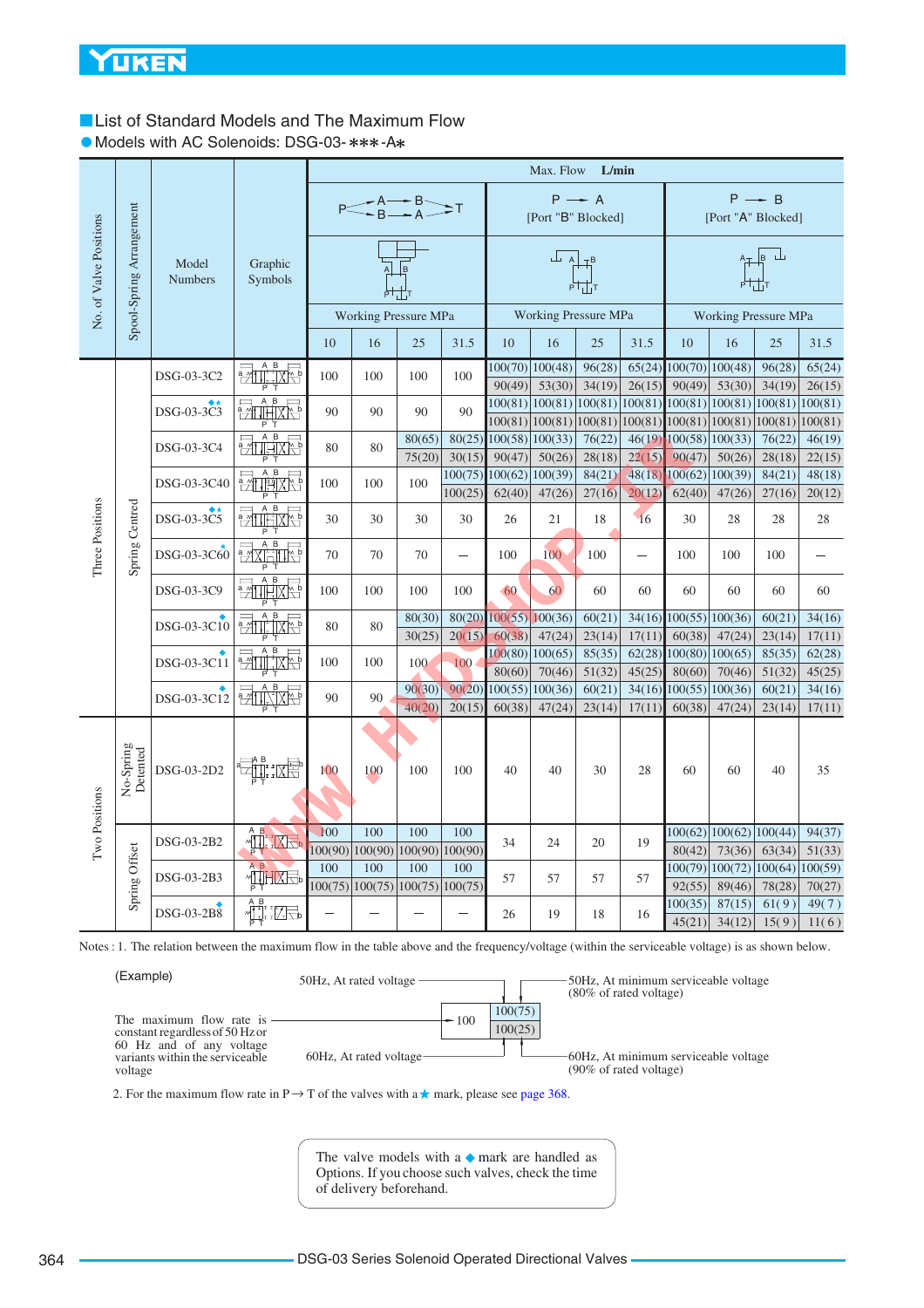## List of Standard Models and The Maximum Flow

### Models with AC Solenoids: DSG-03-∗∗∗-A∗

| No. of Valve Positions | Spool-Spring Arrangement | Model Numbers | Graphic Symbols | Max. Flow L/min P→A→B→T / P→B→A→T Working Pressure MPa 10 | 16 | 25 | 31.5 | P→A [Port "B" Blocked] Working Pressure MPa 10 | 16 | 25 | 31.5 | P→B [Port "A" Blocked] Working Pressure MPa 10 | 16 | 25 | 31.5 |
|---|---|---|---|---|---|---|---|---|---|---|---|---|---|---|---|
| Three Positions | Spring Centred | DSG-03-3C2 | | 100 | 100 | 100 | 100 | 100(70) 90(49) | 100(48) 53(30) | 96(28) 34(19) | 65(24) 26(15) | 100(70) 90(49) | 100(48) 53(30) | 96(28) 34(19) | 65(24) 26(15) |
| | | DSG-03-3C3 ◆★ | | 90 | 90 | 90 | 90 | 100(81) 100(81) | 100(81) 100(81) | 100(81) 100(81) | 100(81) 100(81) | 100(81) 100(81) | 100(81) 100(81) | 100(81) 100(81) | 100(81) 100(81) |
| | | DSG-03-3C4 | | 80 | 80 | 80(65) 75(20) | 80(25) 30(15) | 100(58) 90(47) | 100(33) 50(26) | 76(22) 28(18) | 46(19) 22(15) | 100(58) 90(47) | 100(33) 50(26) | 76(22) 28(18) | 46(19) 22(15) |
| | | DSG-03-3C40 | | 100 | 100 | 100 | 100(75) 100(25) | 100(62) 62(40) | 100(39) 47(26) | 84(21) 27(16) | 48(18) 20(12) | 100(62) 62(40) | 100(39) 47(26) | 84(21) 27(16) | 48(18) 20(12) |
| | | DSG-03-3C5 ◆★ | | 30 | 30 | 30 | 30 | 26 | 21 | 18 | 16 | 30 | 28 | 28 | 28 |
| | | DSG-03-3C60 ★ | | 70 | 70 | 70 | — | 100 | 100 | 100 | — | 100 | 100 | 100 | — |
| | | DSG-03-3C9 | | 100 | 100 | 100 | 100 | 60 | 60 | 60 | 60 | 60 | 60 | 60 | 60 |
| | | DSG-03-3C10 ◆ | | 80 | 80 | 80(30) 30(25) | 80(20) 20(15) | 100(55) 60(38) | 100(36) 47(24) | 60(21) 23(14) | 34(16) 17(11) | 100(55) 60(38) | 100(36) 47(24) | 60(21) 23(14) | 34(16) 17(11) |
| | | DSG-03-3C11 ◆ | | 100 | 100 | 100 | 100 | 100(80) 80(60) | 100(65) 70(46) | 85(35) 51(32) | 62(28) 45(25) | 100(80) 80(60) | 100(65) 70(46) | 85(35) 51(32) | 62(28) 45(25) |
| | | DSG-03-3C12 ◆ | | 90 | 90 | 90(30) 40(20) | 90(20) 20(15) | 100(55) 60(38) | 100(36) 47(24) | 60(21) 23(14) | 34(16) 17(11) | 100(55) 60(38) | 100(36) 47(24) | 60(21) 23(14) | 34(16) 17(11) |
| Two Positions | No-Spring Detented | DSG-03-2D2 | | 100 | 100 | 100 | 100 | 40 | 40 | 30 | 28 | 60 | 60 | 40 | 35 |
| | Spring Offset | DSG-03-2B2 | | 100 100(90) | 100 100(90) | 100 100(90) | 100 100(90) | 34 | 24 | 20 | 19 | 100(62) 80(42) | 100(62) 73(36) | 100(44) 63(34) | 94(37) 51(33) |
| | | DSG-03-2B3 | | 100 100(75) | 100 100(75) | 100 100(75) | 100 100(75) | 57 | 57 | 57 | 57 | 100(79) 92(55) | 100(72) 89(46) | 100(64) 78(28) | 100(59) 70(27) |
| | | DSG-03-2B8 ◆ | | — | — | — | — | 26 | 19 | 18 | 16 | 100(35) 45(21) | 87(15) 34(12) | 61(9) 15(9) | 49(7) 11(6) |

Notes : 1. The relation between the maximum flow in the table above and the frequency/voltage (within the serviceable voltage) is as shown below.

(Example)

| | | |
|---|---|---|
| 50Hz, At rated voltage | 100(75) | 50Hz, At minimum serviceable voltage (80% of rated voltage) |
| The maximum flow rate is constant regardless of 50 Hz or 60 Hz and of any voltage variants within the serviceable voltage → 100 | | |
| 60Hz, At rated voltage | 100(25) | 60Hz, At minimum serviceable voltage (90% of rated voltage) |

2. For the maximum flow rate in P → T of the valves with a ★ mark, please see page 368.

The valve models with a ◆ mark are handled as Options. If you choose such valves, check the time of delivery beforehand.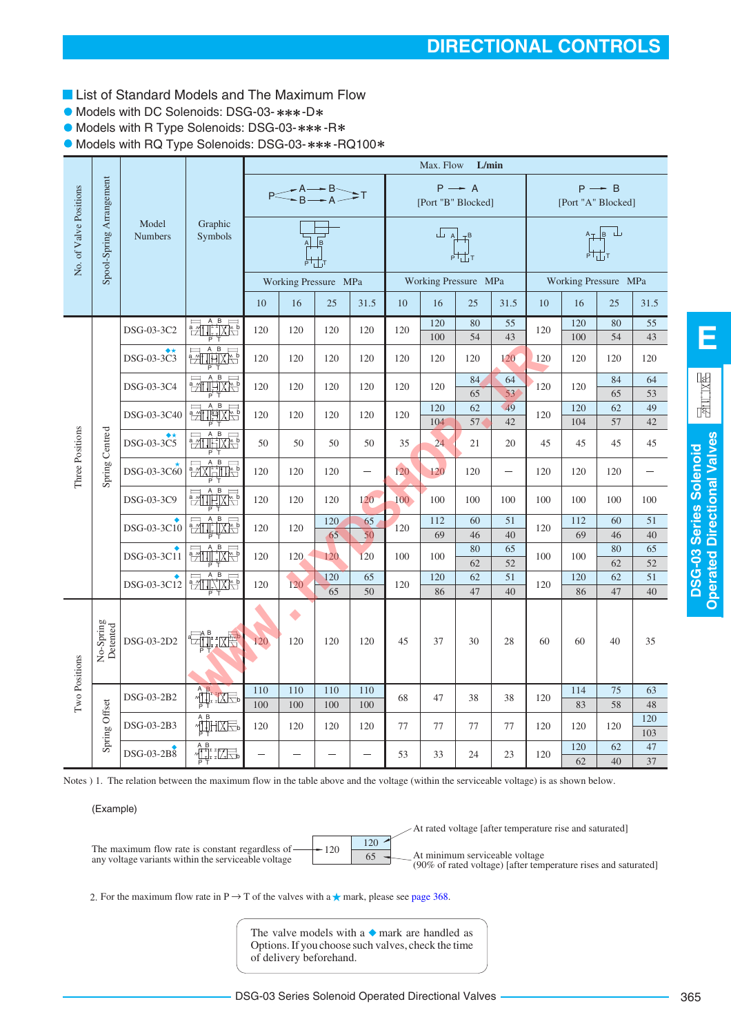# DIRECTIONAL CONTROLS

## List of Standard Models and The Maximum Flow

- Models with DC Solenoids: DSG-03-∗∗∗-D∗
- Models with R Type Solenoids: DSG-03-∗∗∗-R∗
- Models with RQ Type Solenoids: DSG-03-∗∗∗-RQ100∗

Max. Flow L/min

| No. of Valve Positions | Spool-Spring Arrangement | Model Numbers | P→A→B→T / P→B→A→T, Working Pressure MPa 10 | 16 | 25 | 31.5 | P → A [Port "B" Blocked], Working Pressure MPa 10 | 16 | 25 | 31.5 | P → B [Port "A" Blocked], Working Pressure MPa 10 | 16 | 25 | 31.5 |
|---|---|---|---|---|---|---|---|---|---|---|---|---|---|---|
| Three Positions | Spring Centred | DSG-03-3C2 | 120 | 120 | 120 | 120 | 120 | 120 / 100 | 80 / 54 | 55 / 43 | 120 | 120 / 100 | 80 / 54 | 55 / 43 |
| | | DSG-03-3C3 ◆★ | 120 | 120 | 120 | 120 | 120 | 120 | 120 | 120 | 120 | 120 | 120 | 120 |
| | | DSG-03-3C4 | 120 | 120 | 120 | 120 | 120 | 120 | 84 / 65 | 64 / 53 | 120 | 120 | 84 / 65 | 64 / 53 |
| | | DSG-03-3C40 | 120 | 120 | 120 | 120 | 120 | 120 / 104 | 62 / 57 | 49 / 42 | 120 | 120 / 104 | 62 / 57 | 49 / 42 |
| | | DSG-03-3C5 ◆★ | 50 | 50 | 50 | 50 | 35 | 24 | 21 | 20 | 45 | 45 | 45 | 45 |
| | | DSG-03-3C60 ★ | 120 | 120 | 120 | — | 120 | 120 | 120 | — | 120 | 120 | 120 | — |
| | | DSG-03-3C9 | 120 | 120 | 120 | 120 | 100 | 100 | 100 | 100 | 100 | 100 | 100 | 100 |
| | | DSG-03-3C10 ◆ | 120 | 120 | 120 / 65 | 65 / 50 | 120 | 112 / 69 | 60 / 46 | 51 / 40 | 120 | 112 / 69 | 60 / 46 | 51 / 40 |
| | | DSG-03-3C11 ◆ | 120 | 120 | 120 | 120 | 100 | 100 | 80 / 62 | 65 / 52 | 100 | 100 | 80 / 62 | 65 / 52 |
| | | DSG-03-3C12 ◆ | 120 | 120 | 120 / 65 | 65 / 50 | 120 | 120 / 86 | 62 / 47 | 51 / 40 | 120 | 120 / 86 | 62 / 47 | 51 / 40 |
| Two Positions | No-Spring Detented | DSG-03-2D2 | 120 | 120 | 120 | 120 | 45 | 37 | 30 | 28 | 60 | 60 | 40 | 35 |
| | Spring Offset | DSG-03-2B2 | 110 / 100 | 110 / 100 | 110 / 100 | 110 / 100 | 68 | 47 | 38 | 38 | 120 | 114 / 83 | 75 / 58 | 63 / 48 |
| | | DSG-03-2B3 | 120 | 120 | 120 | 120 | 77 | 77 | 77 | 77 | 120 | 120 | 120 | 120 / 103 |
| | | DSG-03-2B8 ◆ | — | — | — | — | 53 | 33 | 24 | 23 | 120 | 120 / 62 | 62 / 40 | 47 / 37 |

Notes ) 1. The relation between the maximum flow in the table above and the voltage (within the serviceable voltage) is as shown below.

(Example)

The maximum flow rate is constant regardless of any voltage variants within the serviceable voltage → 120

120 ← At rated voltage [after temperature rise and saturated]
65 ← At minimum serviceable voltage (90% of rated voltage) [after temperature rises and saturated]

2. For the maximum flow rate in P → T of the valves with a ★ mark, please see page 368.

The valve models with a ◆ mark are handled as Options. If you choose such valves, check the time of delivery beforehand.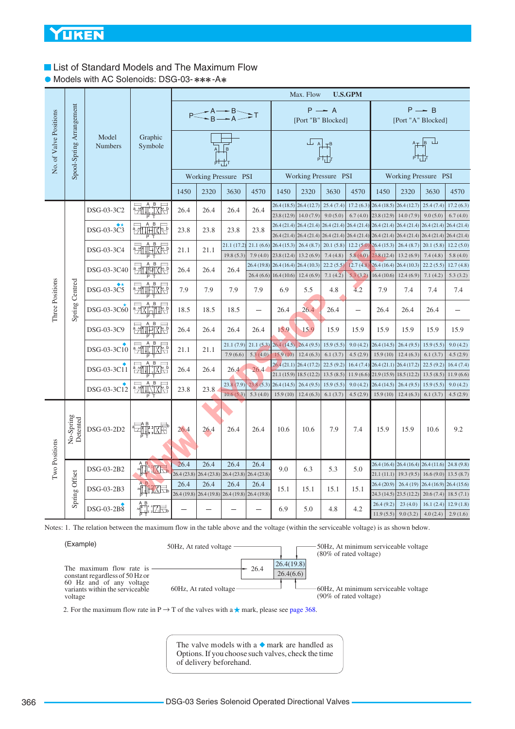## List of Standard Models and The Maximum Flow

● Models with AC Solenoids: DSG-03-∗∗∗-A∗

| No. of Valve Positions | Spool-Spring Arrangement | Model Numbers | Graphic Symbole | Max. Flow U.S.GPM P→A→B→T / P→B→A→T, 1450 PSI | 2320 | 3630 | 4570 | P→A [Port "B" Blocked], 1450 PSI | 2320 | 3630 | 4570 | P→B [Port "A" Blocked], 1450 PSI | 2320 | 3630 | 4570 |
|---|---|---|---|---|---|---|---|---|---|---|---|---|---|---|---|
| Three Positions | Spring Centred | DSG-03-3C2 | | 26.4 | 26.4 | 26.4 | 26.4 | 26.4 (18.5) / 23.8 (12.9) | 26.4 (12.7) / 14.0 (7.9) | 25.4 (7.4) / 9.0 (5.0) | 17.2 (6.3) / 6.7 (4.0) | 26.4 (18.5) / 23.8 (12.9) | 26.4 (12.7) / 14.0 (7.9) | 25.4 (7.4) / 9.0 (5.0) | 17.2 (6.3) / 6.7 (4.0) |
| | | DSG-03-3C3 ◆★ | | 23.8 | 23.8 | 23.8 | 23.8 | 26.4 (21.4) / 26.4 (21.4) | 26.4 (21.4) / 26.4 (21.4) | 26.4 (21.4) / 26.4 (21.4) | 26.4 (21.4) / 26.4 (21.4) | 26.4 (21.4) / 26.4 (21.4) | 26.4 (21.4) / 26.4 (21.4) | 26.4 (21.4) / 26.4 (21.4) | 26.4 (21.4) / 26.4 (21.4) |
| | | DSG-03-3C4 | | 21.1 | 21.1 | 21.1 (17.2) / 19.8 (5.3) | 21.1 (6.6) / 7.9 (4.0) | 26.4 (15.3) / 23.8 (12.4) | 26.4 (8.7) / 13.2 (6.9) | 20.1 (5.8) / 7.4 (4.8) | 12.2 (5.0) / 5.8 (4.0) | 26.4 (15.3) / 23.8 (12.4) | 26.4 (8.7) / 13.2 (6.9) | 20.1 (5.8) / 7.4 (4.8) | 12.2 (5.0) / 5.8 (4.0) |
| | | DSG-03-3C40 | | 26.4 | 26.4 | 26.4 | 26.4 (19.8) / 26.4 (6.6) | 26.4 (16.4) / 16.4 (10.6) | 26.4 (10.3) / 12.4 (6.9) | 22.2 (5.5) / 7.1 (4.2) | 12.7 (4.8) / 5.3 (3.2) | 26.4 (16.4) / 16.4 (10.6) | 26.4 (10.3) / 12.4 (6.9) | 22.2 (5.5) / 7.1 (4.2) | 12.7 (4.8) / 5.3 (3.2) |
| | | DSG-03-3C5 ◆★ | | 7.9 | 7.9 | 7.9 | 7.9 | 6.9 | 5.5 | 4.8 | 4.2 | 7.9 | 7.4 | 7.4 | 7.4 |
| | | DSG-03-3C60 ★ | | 18.5 | 18.5 | 18.5 | — | 26.4 | 26.4 | 26.4 | — | 26.4 | 26.4 | 26.4 | — |
| | | DSG-03-3C9 | | 26.4 | 26.4 | 26.4 | 26.4 | 15.9 | 15.9 | 15.9 | 15.9 | 15.9 | 15.9 | 15.9 | 15.9 |
| | | DSG-03-3C10 ◆ | | 21.1 | 21.1 | 21.1 (7.9) / 7.9 (6.6) | 21.1 (5.3) / 5.3 (4.0) | 26.4 (14.5) / 15.9 (10) | 26.4 (9.5) / 12.4 (6.3) | 15.9 (5.5) / 6.1 (3.7) | 9.0 (4.2) / 4.5 (2.9) | 26.4 (14.5) / 15.9 (10) | 26.4 (9.5) / 12.4 (6.3) | 15.9 (5.5) / 6.1 (3.7) | 9.0 (4.2) / 4.5 (2.9) |
| | | DSG-03-3C11 ◆ | | 26.4 | 26.4 | 26.4 | 26.4 | 26.4 (21.1) / 21.1 (15.9) | 26.4 (17.2) / 18.5 (12.2) | 22.5 (9.2) / 13.5 (8.5) | 16.4 (7.4) / 11.9 (6.6) | 26.4 (21.1) / 21.9 (15.9) | 26.4 (17.2) / 18.5 (12.2) | 22.5 (9.2) / 13.5 (8.5) | 16.4 (7.4) / 11.9 (6.6) |
| | | DSG-03-3C12 ◆ | | 23.8 | 23.8 | 23.8 (7.9) / 10.6 (5.3) | 23.8 (5.3) / 5.3 (4.0) | 26.4 (14.5) / 15.9 (10) | 26.4 (9.5) / 12.4 (6.3) | 15.9 (5.5) / 6.1 (3.7) | 9.0 (4.2) / 4.5 (2.9) | 26.4 (14.5) / 15.9 (10) | 26.4 (9.5) / 12.4 (6.3) | 15.9 (5.5) / 6.1 (3.7) | 9.0 (4.2) / 4.5 (2.9) |
| Two Positions | No-Spring Detented | DSG-03-2D2 | | 26.4 | 26.4 | 26.4 | 26.4 | 10.6 | 10.6 | 7.9 | 7.4 | 15.9 | 15.9 | 10.6 | 9.2 |
| | Spring Offset | DSG-03-2B2 | | 26.4 / 26.4 (23.8) | 26.4 / 26.4 (23.8) | 26.4 / 26.4 (23.8) | 26.4 / 26.4 (23.8) | 9.0 | 6.3 | 5.3 | 5.0 | 26.4 (16.4) / 21.1 (11.1) | 26.4 (16.4) / 19.3 (9.5) | 26.4 (11.6) / 16.6 (9.0) | 24.8 (9.8) / 13.5 (8.7) |
| | | DSG-03-2B3 | | 26.4 / 26.4 (19.8) | 26.4 / 26.4 (19.8) | 26.4 / 26.4 (19.8) | 26.4 / 26.4 (19.8) | 15.1 | 15.1 | 15.1 | 15.1 | 26.4 (20.9) / 24.3 (14.5) | 26.4 (19) / 23.5 (12.2) | 26.4 (16.9) / 20.6 (7.4) | 26.4 (15.6) / 18.5 (7.1) |
| | | DSG-03-2B8 ◆ | | — | — | — | — | 6.9 | 5.0 | 4.8 | 4.2 | 26.4 (9.2) / 11.9 (5.5) | 23 (4.0) / 9.0 (3.2) | 16.1 (2.4) / 4.0 (2.4) | 12.9 (1.8) / 2.9 (1.6) |

Notes: 1. The relation between the maximum flow in the table above and the voltage (within the serviceable voltage) is as shown below.

(Example)

| | | |
|---|---|---|
| 50Hz, At rated voltage | 26.4 | 26.4(19.8) — 50Hz, At minimum serviceable voltage (80% of rated voltage) |
| 60Hz, At rated voltage | | 26.4(6.6) — 60Hz, At minimum serviceable voltage (90% of rated voltage) |

The maximum flow rate is constant regardless of 50 Hz or 60 Hz and of any voltage variants within the serviceable voltage

2. For the maximum flow rate in P → T of the valves with a ★ mark, please see page 368.

The valve models with a ◆ mark are handled as Options. If you choose such valves, check the time of delivery beforehand.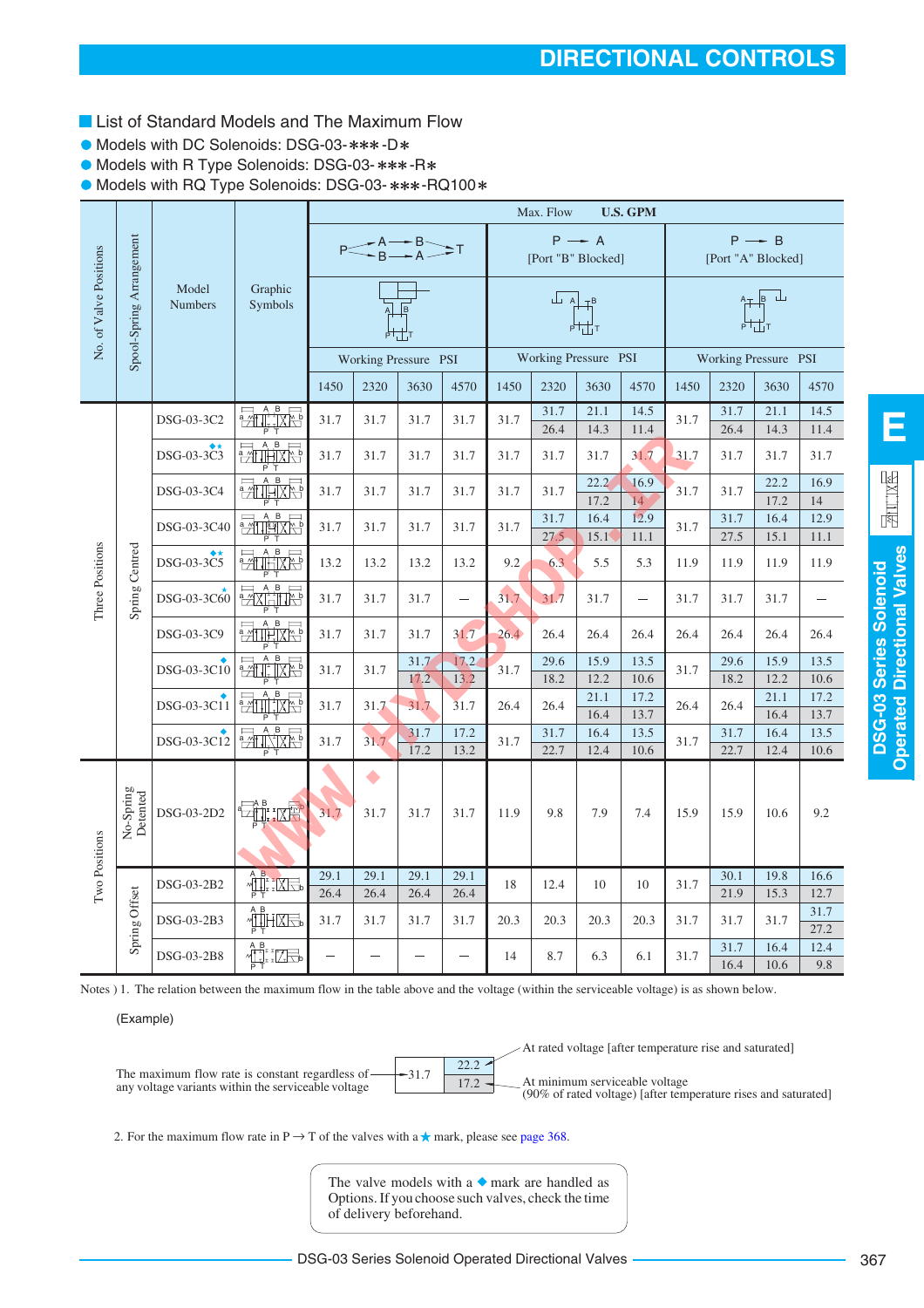## List of Standard Models and The Maximum Flow

- Models with DC Solenoids: DSG-03-∗∗∗-D∗
- Models with R Type Solenoids: DSG-03-∗∗∗-R∗
- Models with RQ Type Solenoids: DSG-03-∗∗∗-RQ100∗

Max. Flow U.S. GPM

| No. of Valve Positions | Spool-Spring Arrangement | Model Numbers | Graphic Symbols | P→A→B, B→A→T 1450 | 2320 | 3630 | 4570 | P→A [Port "B" Blocked] 1450 | 2320 | 3630 | 4570 | P→B [Port "A" Blocked] 1450 | 2320 | 3630 | 4570 |
|---|---|---|---|---|---|---|---|---|---|---|---|---|---|---|---|
| Three Positions | Spring Centred | DSG-03-3C2 | | 31.7 | 31.7 | 31.7 | 31.7 | 31.7 | 31.7 / 26.4 | 21.1 / 14.3 | 14.5 / 11.4 | 31.7 | 31.7 / 26.4 | 21.1 / 14.3 | 14.5 / 11.4 |
| | | DSG-03-3C3 ◆★ | | 31.7 | 31.7 | 31.7 | 31.7 | 31.7 | 31.7 | 31.7 | 31.7 | 31.7 | 31.7 | 31.7 | 31.7 |
| | | DSG-03-3C4 | | 31.7 | 31.7 | 31.7 | 31.7 | 31.7 | 31.7 | 22.2 / 17.2 | 16.9 / 14 | 31.7 | 31.7 | 22.2 / 17.2 | 16.9 / 14 |
| | | DSG-03-3C40 | | 31.7 | 31.7 | 31.7 | 31.7 | 31.7 | 31.7 / 27.5 | 16.4 / 15.1 | 12.9 / 11.1 | 31.7 | 31.7 / 27.5 | 16.4 / 15.1 | 12.9 / 11.1 |
| | | DSG-03-3C5 ◆★ | | 13.2 | 13.2 | 13.2 | 13.2 | 9.2 | 6.3 | 5.5 | 5.3 | 11.9 | 11.9 | 11.9 | 11.9 |
| | | DSG-03-3C60 ★ | | 31.7 | 31.7 | 31.7 | — | 31.7 | 31.7 | 31.7 | — | 31.7 | 31.7 | 31.7 | — |
| | | DSG-03-3C9 | | 31.7 | 31.7 | 31.7 | 31.7 | 26.4 | 26.4 | 26.4 | 26.4 | 26.4 | 26.4 | 26.4 | 26.4 |
| | | DSG-03-3C10 ◆ | | 31.7 | 31.7 | 31.7 / 17.2 | 17.2 / 13.2 | 31.7 | 29.6 / 18.2 | 15.9 / 12.2 | 13.5 / 10.6 | 31.7 | 29.6 / 18.2 | 15.9 / 12.2 | 13.5 / 10.6 |
| | | DSG-03-3C11 ◆ | | 31.7 | 31.7 | 31.7 | 31.7 | 26.4 | 26.4 | 21.1 / 16.4 | 17.2 / 13.7 | 26.4 | 26.4 | 21.1 / 16.4 | 17.2 / 13.7 |
| | | DSG-03-3C12 ◆ | | 31.7 | 31.7 | 31.7 / 17.2 | 17.2 / 13.2 | 31.7 | 31.7 / 22.7 | 16.4 / 12.4 | 13.5 / 10.6 | 31.7 | 31.7 / 22.7 | 16.4 / 12.4 | 13.5 / 10.6 |
| Two Positions | No-Spring Detented | DSG-03-2D2 | | 31.7 | 31.7 | 31.7 | 31.7 | 11.9 | 9.8 | 7.9 | 7.4 | 15.9 | 15.9 | 10.6 | 9.2 |
| | Spring Offset | DSG-03-2B2 | | 29.1 / 26.4 | 29.1 / 26.4 | 29.1 / 26.4 | 29.1 / 26.4 | 18 | 12.4 | 10 | 10 | 31.7 | 30.1 / 21.9 | 19.8 / 15.3 | 16.6 / 12.7 |
| | | DSG-03-2B3 | | 31.7 | 31.7 | 31.7 | 31.7 | 20.3 | 20.3 | 20.3 | 20.3 | 31.7 | 31.7 | 31.7 | 31.7 / 27.2 |
| | | DSG-03-2B8 | | — | — | — | — | 14 | 8.7 | 6.3 | 6.1 | 31.7 | 31.7 / 16.4 | 16.4 / 10.6 | 12.4 / 9.8 |

Working Pressure: PSI

Notes ) 1. The relation between the maximum flow in the table above and the voltage (within the serviceable voltage) is as shown below.

(Example)

The maximum flow rate is constant regardless of any voltage variants within the serviceable voltage → 31.7

22.2 — At rated voltage [after temperature rise and saturated]

17.2 — At minimum serviceable voltage (90% of rated voltage) [after temperature rises and saturated]

2. For the maximum flow rate in P → T of the valves with a ★ mark, please see page 368.

The valve models with a ◆ mark are handled as Options. If you choose such valves, check the time of delivery beforehand.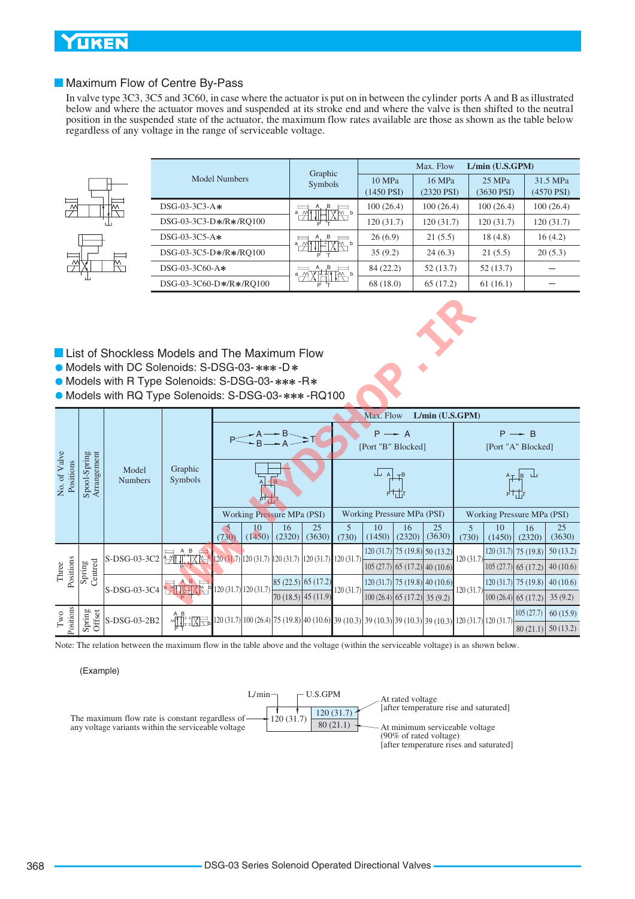## Maximum Flow of Centre By-Pass

In valve type 3C3, 3C5 and 3C60, in case where the actuator is put on in between the cylinder ports A and B as illustrated below and where the actuator moves and suspended at its stroke end and where the valve is then shifted to the neutral position in the suspended state of the actuator, the maximum flow rates available are those as shown as the table below regardless of any voltage in the range of serviceable voltage.

| Model Numbers | Graphic Symbols | Max. Flow L/min (U.S.GPM) | | | |
|---|---|---|---|---|---|
| | | 10 MPa (1450 PSI) | 16 MPa (2320 PSI) | 25 MPa (3630 PSI) | 31.5 MPa (4570 PSI) |
| DSG-03-3C3-A∗ | | 100 (26.4) | 100 (26.4) | 100 (26.4) | 100 (26.4) |
| DSG-03-3C3-D∗/R∗/RQ100 | | 120 (31.7) | 120 (31.7) | 120 (31.7) | 120 (31.7) |
| DSG-03-3C5-A∗ | | 26 (6.9) | 21 (5.5) | 18 (4.8) | 16 (4.2) |
| DSG-03-3C5-D∗/R∗/RQ100 | | 35 (9.2) | 24 (6.3) | 21 (5.5) | 20 (5.3) |
| DSG-03-3C60-A∗ | | 84 (22.2) | 52 (13.7) | 52 (13.7) | — |
| DSG-03-3C60-D∗/R∗/RQ100 | | 68 (18.0) | 65 (17.2) | 61 (16.1) | — |

## List of Shockless Models and The Maximum Flow

- Models with DC Solenoids: S-DSG-03-∗∗∗-D∗
- Models with R Type Solenoids: S-DSG-03-∗∗∗-R∗
- Models with RQ Type Solenoids: S-DSG-03-∗∗∗-RQ100

| No. of Valve Positions | Spool-Spring Arrangement | Model Numbers | Graphic Symbols | Max. Flow L/min (U.S.GPM) | | | | | | | | | | | |
|---|---|---|---|---|---|---|---|---|---|---|---|---|---|---|---|
| | | | | P→A→B→T, P→B→A→T | | | | P → A [Port "B" Blocked] | | | | P → B [Port "A" Blocked] | | | |
| | | | | Working Pressure MPa (PSI) | | | | Working Pressure MPa (PSI) | | | | Working Pressure MPa (PSI) | | | |
| | | | | 5 (730) | 10 (1450) | 16 (2320) | 25 (3630) | 5 (730) | 10 (1450) | 16 (2320) | 25 (3630) | 5 (730) | 10 (1450) | 16 (2320) | 25 (3630) |
| Three Positions | Spring Centred | S-DSG-03-3C2 | | 120 (31.7) | 120 (31.7) | 120 (31.7) | 120 (31.7) | 120 (31.7) | 120 (31.7) / 105 (27.7) | 75 (19.8) / 65 (17.2) | 50 (13.2) / 40 (10.6) | 120 (31.7) | 120 (31.7) / 105 (27.7) | 75 (19.8) / 65 (17.2) | 50 (13.2) / 40 (10.6) |
| | | S-DSG-03-3C4 | | 120 (31.7) | 120 (31.7) | 85 (22.5) / 70 (18.5) | 65 (17.2) / 45 (11.9) | 120 (31.7) | 120 (31.7) / 100 (26.4) | 75 (19.8) / 65 (17.2) | 40 (10.6) / 35 (9.2) | 120 (31.7) | 120 (31.7) / 100 (26.4) | 75 (19.8) / 65 (17.2) | 40 (10.6) / 35 (9.2) |
| Two Positions | Spring Offset | S-DSG-03-2B2 | | 120 (31.7) | 100 (26.4) | 75 (19.8) | 40 (10.6) | 39 (10.3) | 39 (10.3) | 39 (10.3) | 39 (10.3) | 120 (31.7) | 120 (31.7) | 105 (27.7) / 80 (21.1) | 60 (15.9) / 50 (13.2) |

Note: The relation between the maximum flow in the table above and the voltage (within the serviceable voltage) is as shown below.

(Example)

| L/min | U.S.GPM |
|---|---|
| 120 (31.7) | 120 (31.7) |
| | 80 (21.1) |

- 120 (31.7) (single value): The maximum flow rate is constant regardless of any voltage variants within the serviceable voltage
- 120 (31.7) (upper value): At rated voltage [after temperature rise and saturated]
- 80 (21.1) (lower value): At minimum serviceable voltage (90% of rated voltage) [after temperature rises and saturated]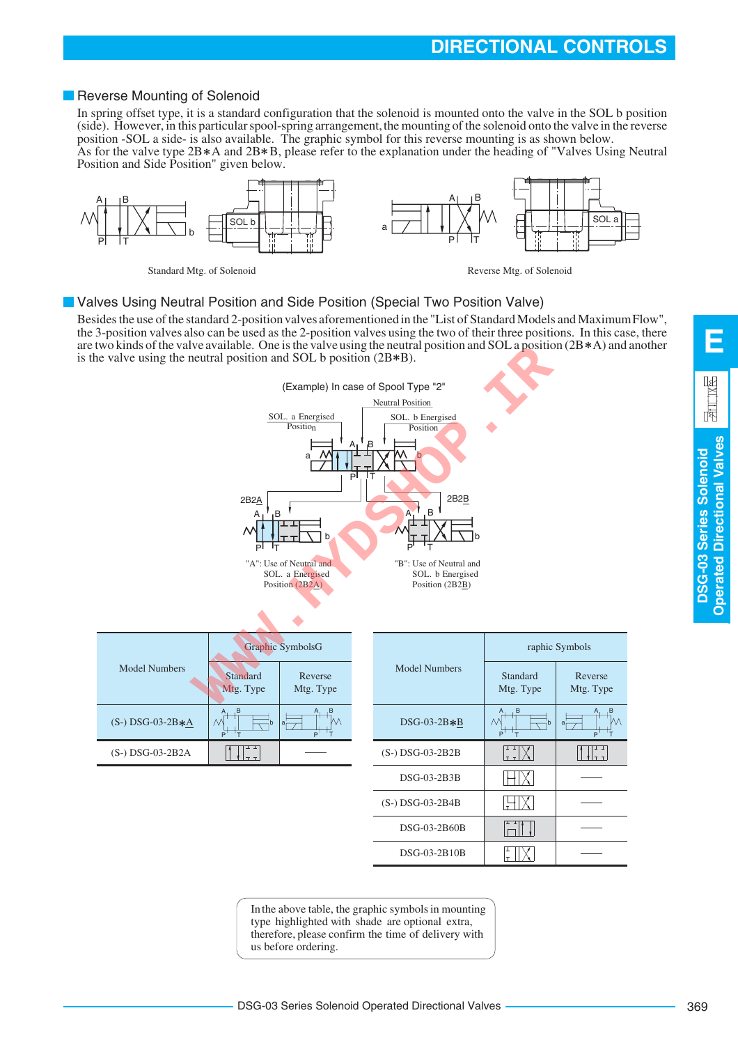## Reverse Mounting of Solenoid

In spring offset type, it is a standard configuration that the solenoid is mounted onto the valve in the SOL b position (side). However, in this particular spool-spring arrangement, the mounting of the solenoid onto the valve in the reverse position -SOL a side- is also available. The graphic symbol for this reverse mounting is as shown below.
As for the valve type 2B∗A and 2B∗B, please refer to the explanation under the heading of "Valves Using Neutral Position and Side Position" given below.

Standard Mtg. of Solenoid

Reverse Mtg. of Solenoid

## Valves Using Neutral Position and Side Position (Special Two Position Valve)

Besides the use of the standard 2-position valves aforementioned in the "List of Standard Models and Maximum Flow", the 3-position valves also can be used as the 2-position valves using the two of their three positions. In this case, there are two kinds of the valve available. One is the valve using the neutral position and SOL a position (2B∗A) and another is the valve using the neutral position and SOL b position (2B∗B).

(Example) In case of Spool Type "2"

Neutral Position
SOL. a Energised Position
SOL. b Energised Position

2B2A
2B2B

"A": Use of Neutral and SOL. a Energised Position (2B2A)

"B": Use of Neutral and SOL. b Energised Position (2B2B)

| Model Numbers | Graphic Symbols | |
|---|---|---|
| | Standard Mtg. Type | Reverse Mtg. Type |
| (S-) DSG-03-2B∗A | | |
| (S-) DSG-03-2B2A | | —— |

| Model Numbers | Graphic Symbols | |
|---|---|---|
| | Standard Mtg. Type | Reverse Mtg. Type |
| DSG-03-2B∗B | | |
| (S-) DSG-03-2B2B | | |
| DSG-03-2B3B | | —— |
| (S-) DSG-03-2B4B | | —— |
| DSG-03-2B60B | | —— |
| DSG-03-2B10B | | —— |

In the above table, the graphic symbols in mounting type highlighted with shade are optional extra, therefore, please confirm the time of delivery with us before ordering.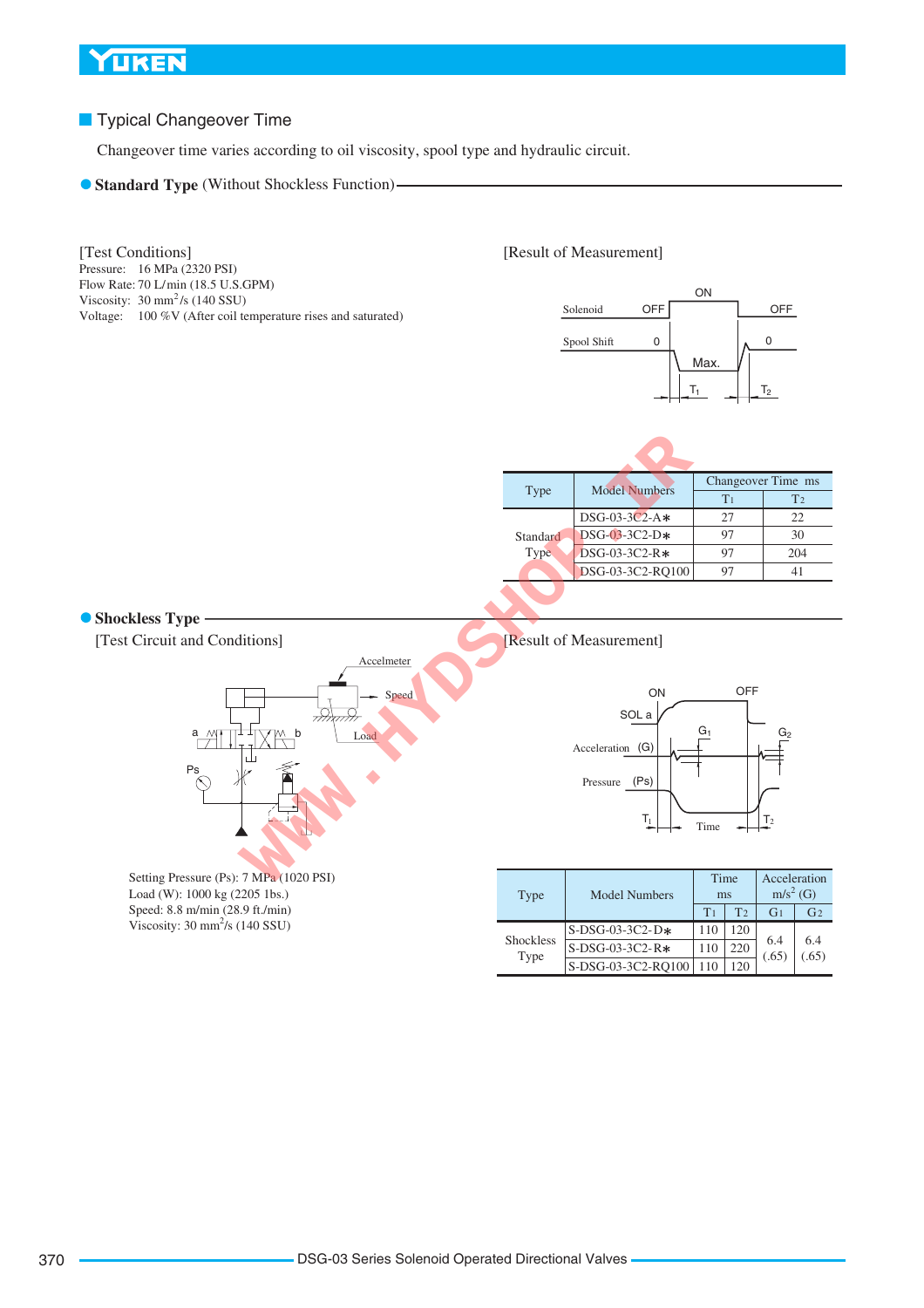## Typical Changeover Time

Changeover time varies according to oil viscosity, spool type and hydraulic circuit.

### Standard Type (Without Shockless Function)

[Test Conditions]
Pressure: 16 MPa (2320 PSI)
Flow Rate: 70 L/min (18.5 U.S.GPM)
Viscosity: 30 $mm^2/s$ (140 SSU)
Voltage: 100 %V (After coil temperature rises and saturated)

[Result of Measurement]

| Type | Model Numbers | Changeover Time ms | |
|---|---|---|---|
| | | $T_1$ | $T_2$ |
| Standard Type | DSG-03-3C2-A* | 27 | 22 |
| | DSG-03-3C2-D* | 97 | 30 |
| | DSG-03-3C2-R* | 97 | 204 |
| | DSG-03-3C2-RQ100 | 97 | 41 |

### Shockless Type

[Test Circuit and Conditions]

Setting Pressure (Ps): 7 MPa (1020 PSI)
Load (W): 1000 kg (2205 lbs.)
Speed: 8.8 m/min (28.9 ft./min)
Viscosity: 30 $mm^2/s$ (140 SSU)

[Result of Measurement]

| Type | Model Numbers | Time ms | | Acceleration $m/s^2$ (G) | |
|---|---|---|---|---|---|
| | | $T_1$ | $T_2$ | $G_1$ | $G_2$ |
| Shockless Type | S-DSG-03-3C2-D* | 110 | 120 | 6.4 (.65) | 6.4 (.65) |
| | S-DSG-03-3C2-R* | 110 | 220 | | |
| | S-DSG-03-3C2-RQ100 | 110 | 120 | | |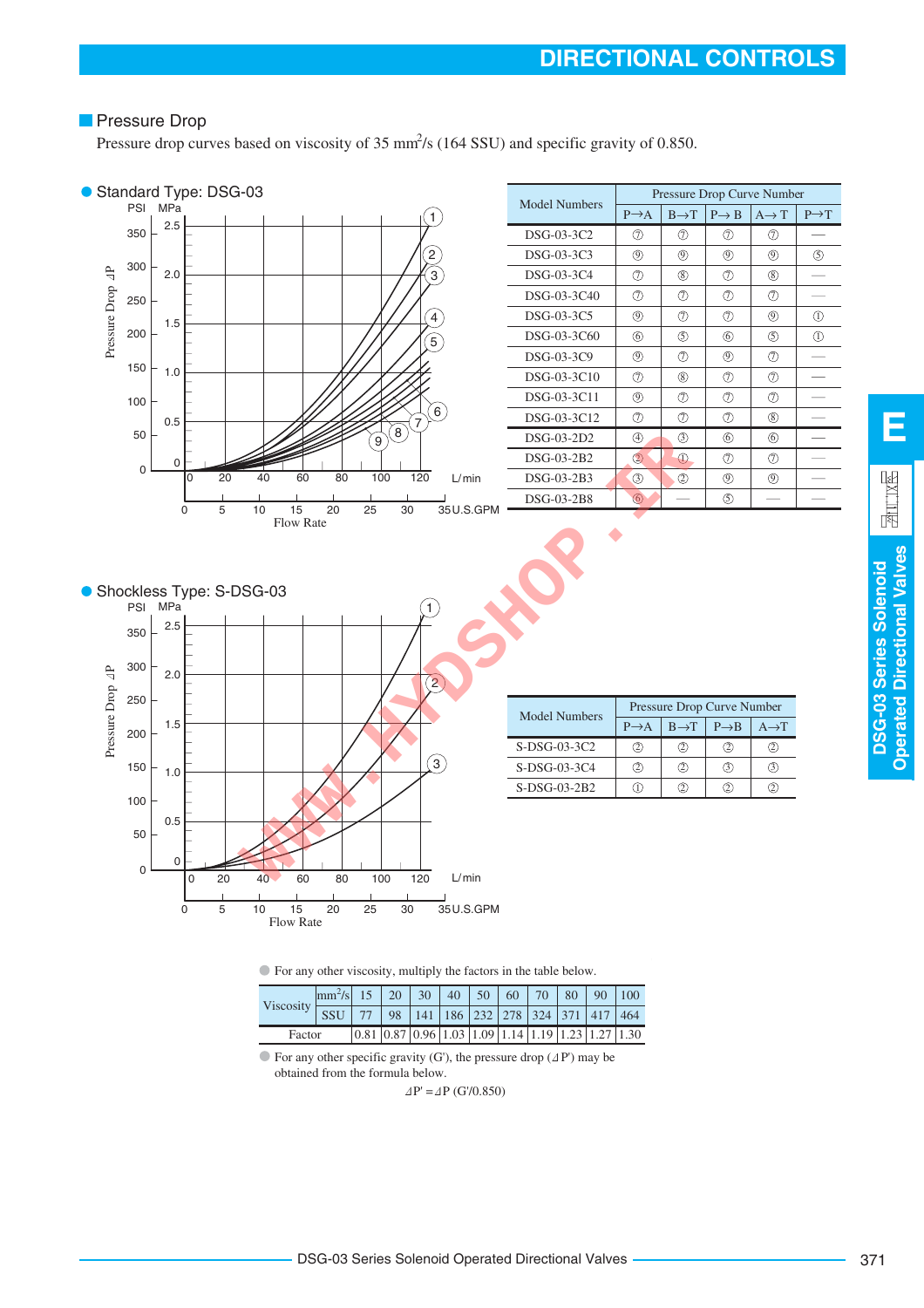## Pressure Drop

Pressure drop curves based on viscosity of 35 $mm^2/s$ (164 SSU) and specific gravity of 0.850.

### ● Standard Type: DSG-03

| Model Numbers | Pressure Drop Curve Number | | | | |
|---|---|---|---|---|---|
| | P→A | B→T | P→B | A→T | P→T |
| DSG-03-3C2 | ⑦ | ⑦ | ⑦ | ⑦ | — |
| DSG-03-3C3 | ⑨ | ⑨ | ⑨ | ⑨ | ⑤ |
| DSG-03-3C4 | ⑦ | ⑧ | ⑦ | ⑧ | — |
| DSG-03-3C40 | ⑦ | ⑦ | ⑦ | ⑦ | — |
| DSG-03-3C5 | ⑨ | ⑦ | ⑦ | ⑨ | ① |
| DSG-03-3C60 | ⑥ | ⑤ | ⑥ | ⑤ | ① |
| DSG-03-3C9 | ⑨ | ⑦ | ⑨ | ⑦ | — |
| DSG-03-3C10 | ⑦ | ⑧ | ⑦ | ⑦ | — |
| DSG-03-3C11 | ⑨ | ⑦ | ⑦ | ⑦ | — |
| DSG-03-3C12 | ⑦ | ⑦ | ⑦ | ⑧ | — |
| DSG-03-2D2 | ④ | ③ | ⑥ | ⑥ | — |
| DSG-03-2B2 | ② | ① | ⑦ | ⑦ | — |
| DSG-03-2B3 | ③ | ② | ⑨ | ⑨ | — |
| DSG-03-2B8 | ⑥ | — | ⑤ | — | — |

### ● Shockless Type: S-DSG-03

| Model Numbers | Pressure Drop Curve Number | | | |
|---|---|---|---|---|
| | P→A | B→T | P→B | A→T |
| S-DSG-03-3C2 | ② | ② | ② | ② |
| S-DSG-03-3C4 | ② | ② | ③ | ③ |
| S-DSG-03-2B2 | ① | ② | ② | ② |

● For any other viscosity, multiply the factors in the table below.

| Viscosity | $mm^2/s$ | 15 | 20 | 30 | 40 | 50 | 60 | 70 | 80 | 90 | 100 |
|---|---|---|---|---|---|---|---|---|---|---|---|
| | SSU | 77 | 98 | 141 | 186 | 232 | 278 | 324 | 371 | 417 | 464 |
| Factor | | 0.81 | 0.87 | 0.96 | 1.03 | 1.09 | 1.14 | 1.19 | 1.23 | 1.27 | 1.30 |

● For any other specific gravity (G'), the pressure drop (⊿P') may be obtained from the formula below.

$$⊿P' = ⊿P\ (G'/0.850)$$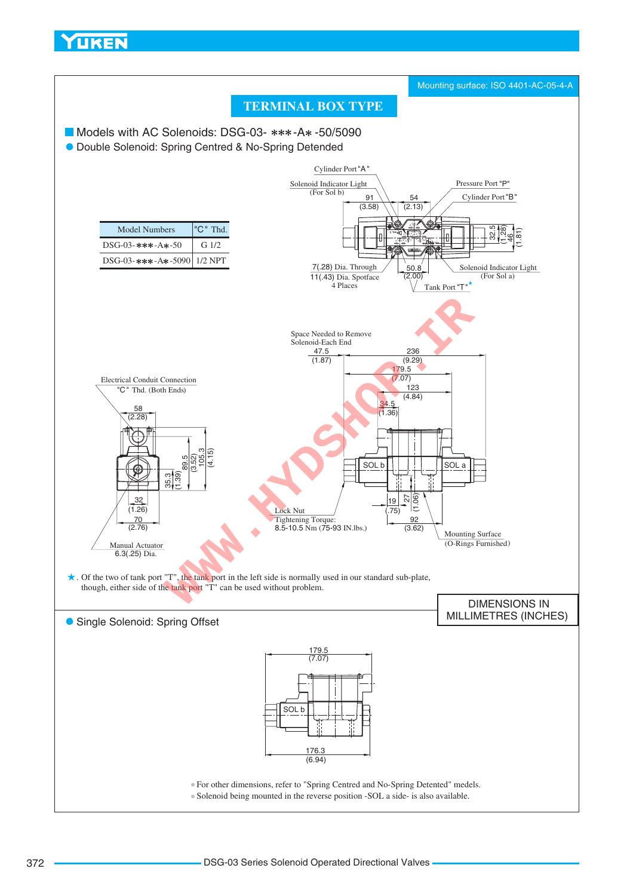Mounting surface: ISO 4401-AC-05-4-A

## TERMINAL BOX TYPE

### Models with AC Solenoids: DSG-03- ∗∗∗-A∗ -50/5090

#### Double Solenoid: Spring Centred & No-Spring Detended

| Model Numbers | "C" Thd. |
|---|---|
| DSG-03-∗∗∗-A∗-50 | G 1/2 |
| DSG-03-∗∗∗-A∗-5090 | 1/2 NPT |

Cylinder Port "A"
Solenoid Indicator Light (For Sol b)
Pressure Port "P"
Cylinder Port "B"
91 (3.58)
54 (2.13)
32.5 (1.28)
46 (1.81)
7(.28) Dia. Through
11(.43) Dia. Spotface
4 Places
50.8 (2.00)
Solenoid Indicator Light (For Sol a)
Tank Port "T"★

Space Needed to Remove Solenoid-Each End
47.5 (1.87)
236 (9.29)
179.5 (7.07)
123 (4.84)
34.5 (1.36)

Electrical Conduit Connection
"C" Thd. (Both Ends)
58 (2.28)
89.5 (3.52)
105.3 (4.15)
35.3 (1.39)
32 (1.26)
70 (2.76)
Manual Actuator
6.3(.25) Dia.

SOL b
SOL a
19 (.75)
27 (1.06)
92 (3.62)
Lock Nut
Tightening Torque:
8.5-10.5 Nm (75-93 IN.lbs.)
Mounting Surface
(O-Rings Furnished)

★. Of the two of tank port "T", the tank port in the left side is normally used in our standard sub-plate, though, either side of the tank port "T" can be used without problem.

DIMENSIONS IN MILLIMETRES (INCHES)

#### Single Solenoid: Spring Offset

179.5 (7.07)
SOL b
176.3 (6.94)

- For other dimensions, refer to "Spring Centred and No-Spring Detented" models.
- Solenoid being mounted in the reverse position -SOL a side- is also available.

DSG-03 Series Solenoid Operated Directional Valves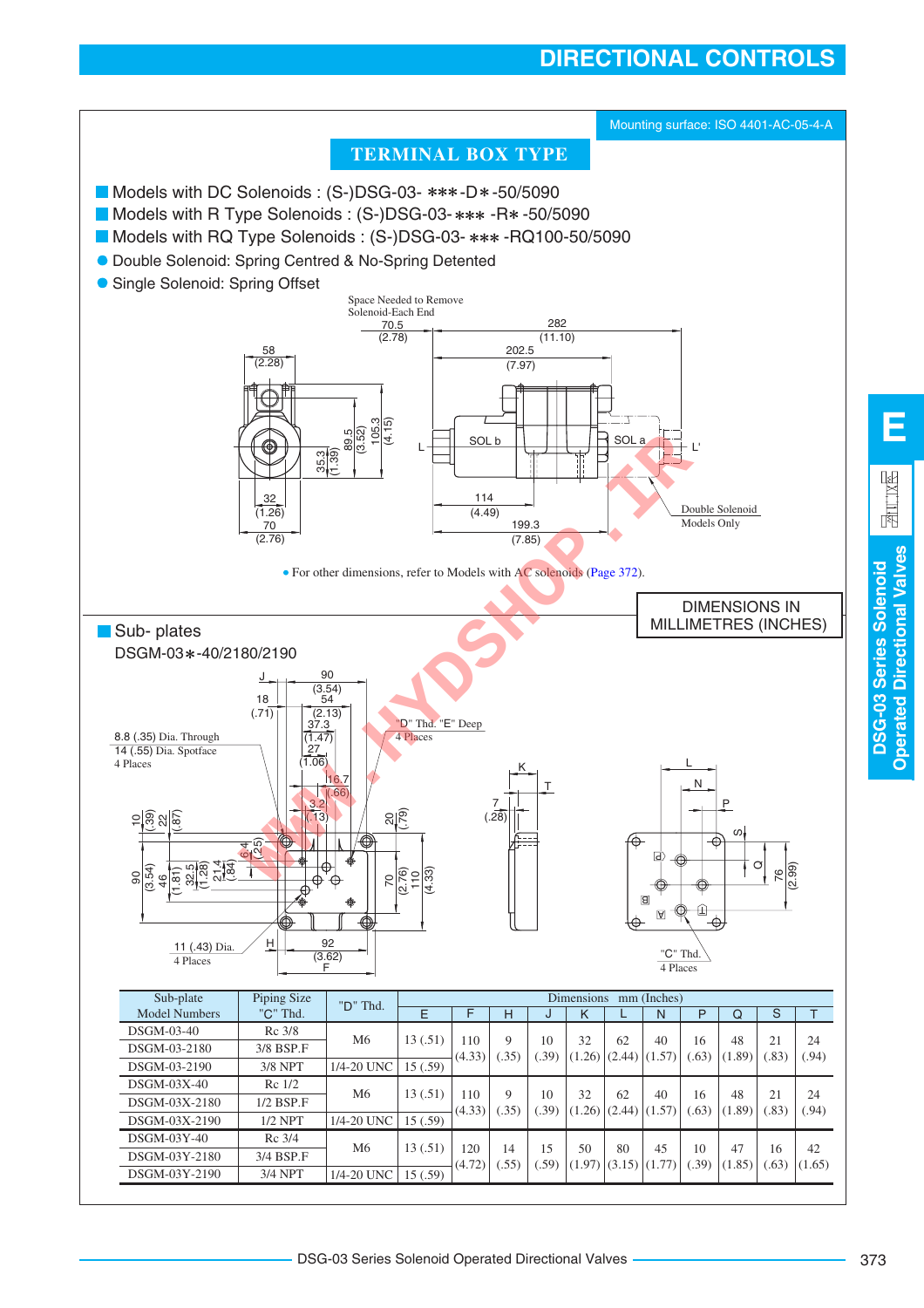# DIRECTIONAL CONTROLS

Mounting surface: ISO 4401-AC-05-4-A

## TERMINAL BOX TYPE

- Models with DC Solenoids : (S-)DSG-03- ∗∗∗-D∗-50/5090
- Models with R Type Solenoids : (S-)DSG-03-∗∗∗ -R∗ -50/5090
- Models with RQ Type Solenoids : (S-)DSG-03- ∗∗∗ -RQ100-50/5090

- Double Solenoid: Spring Centred & No-Spring Detented
- Single Solenoid: Spring Offset

Space Needed to Remove Solenoid-Each End 70.5 (2.78)

282 (11.10)

202.5 (7.97)

58 (2.28)

89.5 (3.52)

105.3 (4.15)

35.3 (1.39)

SOL b

SOL a

L

L'

32 (1.26)

70 (2.76)

114 (4.49)

199.3 (7.85)

Double Solenoid Models Only

- For other dimensions, refer to Models with AC solenoids (Page 372).

DIMENSIONS IN MILLIMETRES (INCHES)

## Sub- plates

DSGM-03∗-40/2180/2190

8.8 (.35) Dia. Through 14 (.55) Dia. Spotface 4 Places

"D" Thd. "E" Deep 4 Places

11 (.43) Dia. 4 Places

"C" Thd. 4 Places

| Sub-plate Model Numbers | Piping Size "C" Thd. | "D" Thd. | Dimensions mm (Inches) | | | | | | | | | | |
|---|---|---|---|---|---|---|---|---|---|---|---|---|---|
| | | | E | F | H | J | K | L | N | P | Q | S | T |
| DSGM-03-40 | Rc 3/8 | M6 | 13 (.51) | 110 (4.33) | 9 (.35) | 10 (.39) | 32 (1.26) | 62 (2.44) | 40 (1.57) | 16 (.63) | 48 (1.89) | 21 (.83) | 24 (.94) |
| DSGM-03-2180 | 3/8 BSP.F | | | | | | | | | | | | |
| DSGM-03-2190 | 3/8 NPT | 1/4-20 UNC | 15 (.59) | | | | | | | | | | |
| DSGM-03X-40 | Rc 1/2 | M6 | 13 (.51) | 110 (4.33) | 9 (.35) | 10 (.39) | 32 (1.26) | 62 (2.44) | 40 (1.57) | 16 (.63) | 48 (1.89) | 21 (.83) | 24 (.94) |
| DSGM-03X-2180 | 1/2 BSP.F | | | | | | | | | | | | |
| DSGM-03X-2190 | 1/2 NPT | 1/4-20 UNC | 15 (.59) | | | | | | | | | | |
| DSGM-03Y-40 | Rc 3/4 | M6 | 13 (.51) | 120 (4.72) | 14 (.55) | 15 (.59) | 50 (1.97) | 80 (3.15) | 45 (1.77) | 10 (.39) | 47 (1.85) | 16 (.63) | 42 (1.65) |
| DSGM-03Y-2180 | 3/4 BSP.F | | | | | | | | | | | | |
| DSGM-03Y-2190 | 3/4 NPT | 1/4-20 UNC | 15 (.59) | | | | | | | | | | |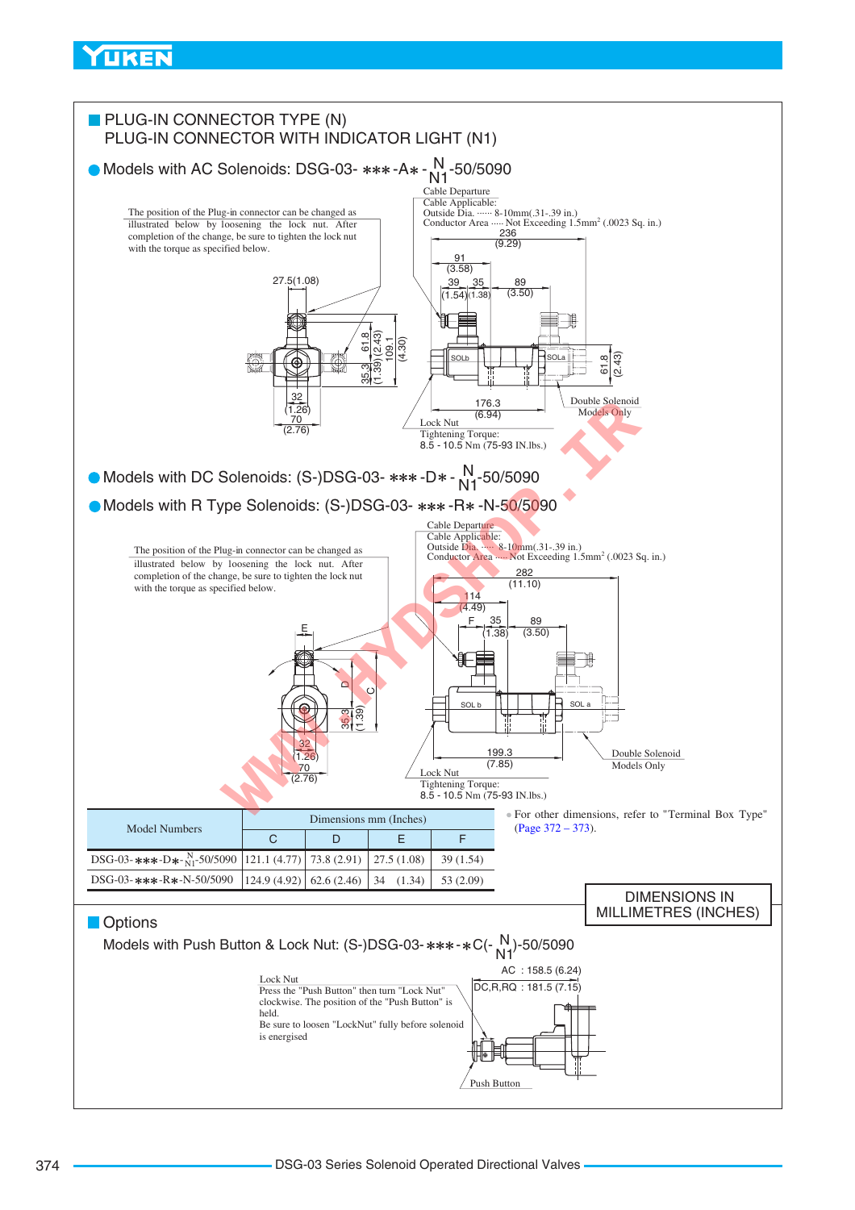## PLUG-IN CONNECTOR TYPE (N)
## PLUG-IN CONNECTOR WITH INDICATOR LIGHT (N1)

### Models with AC Solenoids: DSG-03- ∗∗∗ -A∗ - N/N1 -50/5090

The position of the Plug-in connector can be changed as illustrated below by loosening the lock nut. After completion of the change, be sure to tighten the lock nut with the torque as specified below.

Cable Departure
Cable Applicable:
Outside Dia. ······ 8-10mm(.31-.39 in.)
Conductor Area ····· Not Exceeding 1.5mm² (.0023 Sq. in.)

236 (9.29)
91 (3.58)
39 (1.54)
35 (1.38)
89 (3.50)
27.5(1.08)
61.8 (2.43)
109.1 (4.30)
35.3 (1.39)
32 (1.26)
70 (2.76)
176.3 (6.94)
SOLb
SOLa
61.8 (2.43)

Double Solenoid Models Only

Lock Nut
Tightening Torque:
8.5 - 10.5 Nm (75-93 IN.lbs.)

### Models with DC Solenoids: (S-)DSG-03- ∗∗∗ -D∗ - N/N1 -50/5090

### Models with R Type Solenoids: (S-)DSG-03- ∗∗∗ -R∗ -N-50/5090

The position of the Plug-in connector can be changed as illustrated below by loosening the lock nut. After completion of the change, be sure to tighten the lock nut with the torque as specified below.

Cable Departure
Cable Applicable:
Outside Dia. ······ 8-10mm(.31-.39 in.)
Conductor Area ····· Not Exceeding 1.5mm² (.0023 Sq. in.)

282 (11.10)
114 (4.49)
F
35 (1.38)
89 (3.50)
E
D
C
35.3 (1.39)
32 (1.26)
70 (2.76)
SOL b
SOL a
199.3 (7.85)

Double Solenoid Models Only

Lock Nut
Tightening Torque:
8.5 - 10.5 Nm (75-93 IN.lbs.)

| Model Numbers | Dimensions mm (Inches) | | | |
|---|---|---|---|---|
| | C | D | E | F |
| DSG-03-∗∗∗-D∗-N/N1-50/5090 | 121.1 (4.77) | 73.8 (2.91) | 27.5 (1.08) | 39 (1.54) |
| DSG-03-∗∗∗-R∗-N-50/5090 | 124.9 (4.92) | 62.6 (2.46) | 34 (1.34) | 53 (2.09) |

● For other dimensions, refer to "Terminal Box Type" (Page 372 – 373).

DIMENSIONS IN MILLIMETRES (INCHES)

## Options

Models with Push Button & Lock Nut: (S-)DSG-03-∗∗∗-∗C(- N/N1)-50/5090

AC : 158.5 (6.24)
DC,R,RQ : 181.5 (7.15)

Lock Nut
Press the "Push Button" then turn "Lock Nut" clockwise. The position of the "Push Button" is held.
Be sure to loosen "LockNut" fully before solenoid is energised

Push Button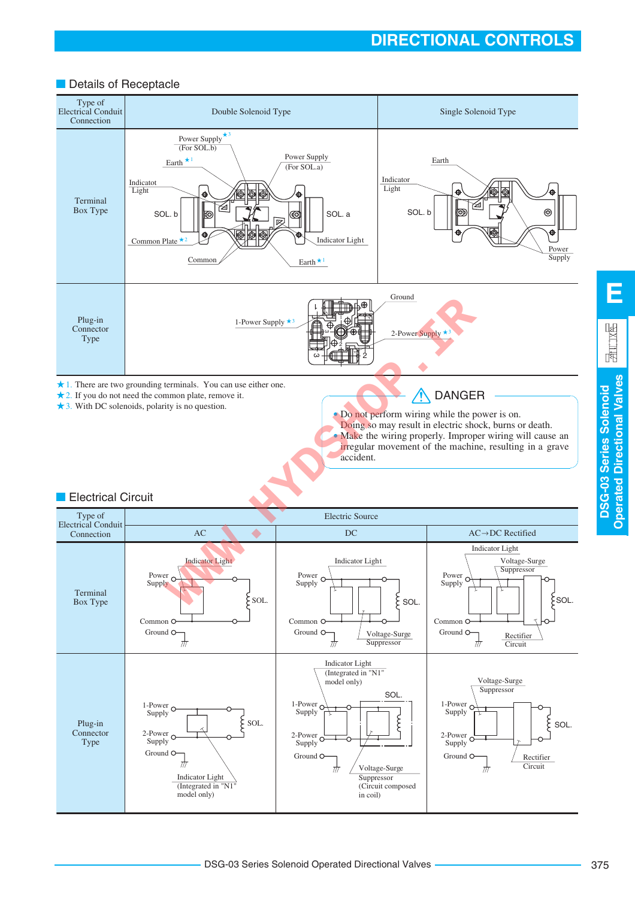## Details of Receptacle

| Type of Electrical Conduit Connection | Double Solenoid Type | Single Solenoid Type |
|---|---|---|
| Terminal Box Type | Power Supply ★3 (For SOL.b), Earth ★1, Power Supply (For SOL.a), Indicatot Light, SOL. b, SOL. a, Common Plate ★2, Indicator Light, Common, Earth ★1 | Earth, Indicator Light, SOL. b, Power Supply |
| Plug-in Connector Type | 1-Power Supply ★3, Ground, 2-Power Supply ★3 | |

★1. There are two grounding terminals. You can use either one.
★2. If you do not need the common plate, remove it.
★3. With DC solenoids, polarity is no question.

**⚠ DANGER**

- Do not perform wiring while the power is on. Doing so may result in electric shock, burns or death.
- Make the wiring properly. Improper wiring will cause an irregular movement of the machine, resulting in a grave accident.

## Electrical Circuit

| Type of Electrical Conduit Connection | Electric Source | | |
|---|---|---|---|
| | AC | DC | AC→DC Rectified |
| Terminal Box Type | Indicator Light, Power Supply, SOL., Common, Ground | Indicator Light, Power Supply, SOL., Common, Ground, Voltage-Surge Suppressor | Indicator Light, Voltage-Surge Suppressor, Power Supply, SOL., Common, Ground, Rectifier Circuit |
| Plug-in Connector Type | 1-Power Supply, 2-Power Supply, SOL., Ground, Indicator Light (Integrated in "N1" model only) | Indicator Light (Integrated in "N1" model only), SOL., 1-Power Supply, 2-Power Supply, Ground, Voltage-Surge Suppressor (Circuit composed in coil) | Voltage-Surge Suppressor, 1-Power Supply, SOL., 2-Power Supply, Ground, Rectifier Circuit |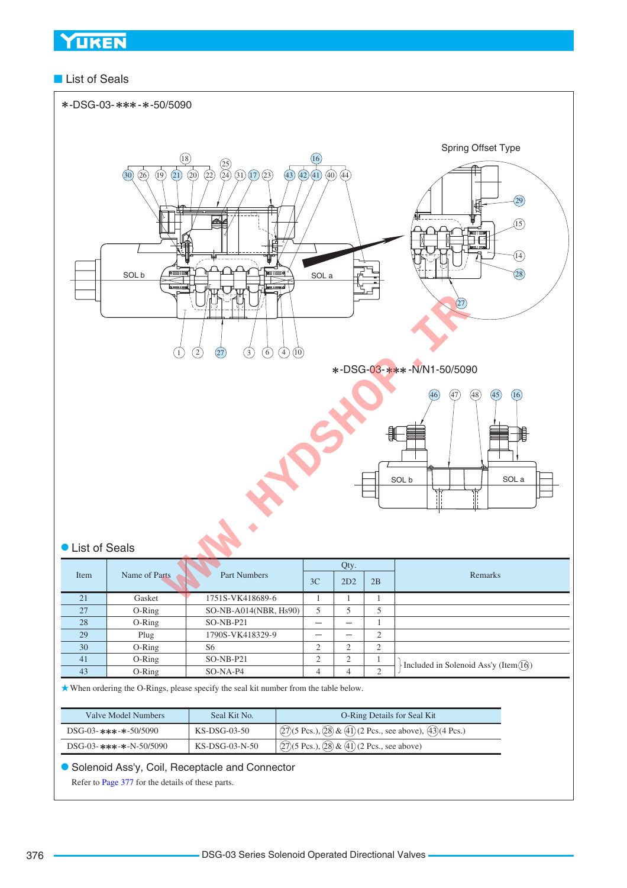## List of Seals

*-DSG-03-***-*-50/5090

Spring Offset Type

*-DSG-03-***-N/N1-50/5090

### List of Seals

| Item | Name of Parts | Part Numbers | Qty. | | | Remarks |
|---|---|---|---|---|---|---|
| | | | 3C | 2D2 | 2B | |
| 21 | Gasket | 1751S-VK418689-6 | 1 | 1 | 1 | |
| 27 | O-Ring | SO-NB-A014(NBR, Hs90) | 5 | 5 | 5 | |
| 28 | O-Ring | SO-NB-P21 | — | — | 1 | |
| 29 | Plug | 1790S-VK418329-9 | — | — | 2 | |
| 30 | O-Ring | S6 | 2 | 2 | 2 | |
| 41 | O-Ring | SO-NB-P21 | 2 | 2 | 1 | Included in Solenoid Ass'y (Item 16) |
| 43 | O-Ring | SO-NA-P4 | 4 | 4 | 2 | Included in Solenoid Ass'y (Item 16) |

★When ordering the O-Rings, please specify the seal kit number from the table below.

| Valve Model Numbers | Seal Kit No. | O-Ring Details for Seal Kit |
|---|---|---|
| DSG-03-***-*-50/5090 | KS-DSG-03-50 | 27(5 Pcs.), 28 & 41 (2 Pcs., see above), 43(4 Pcs.) |
| DSG-03-***-*-N-50/5090 | KS-DSG-03-N-50 | 27(5 Pcs.), 28 & 41 (2 Pcs., see above) |

### Solenoid Ass'y, Coil, Receptacle and Connector

Refer to Page 377 for the details of these parts.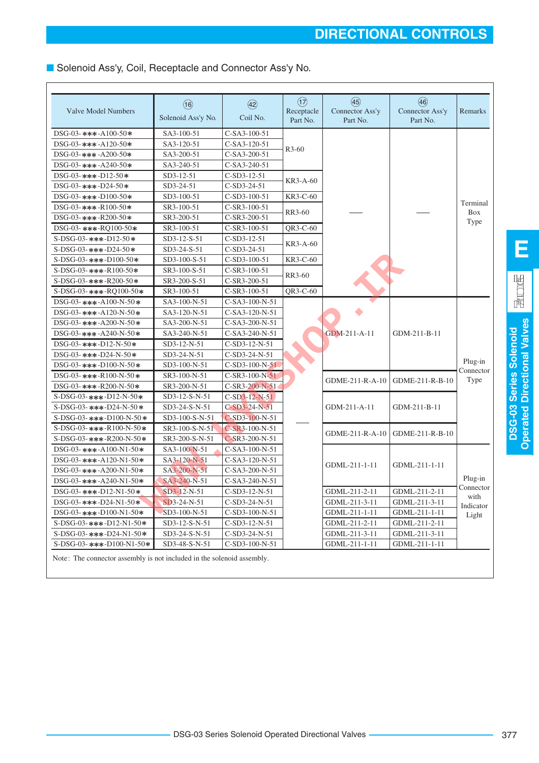## DIRECTIONAL CONTROLS

■ Solenoid Ass'y, Coil, Receptacle and Connector Ass'y No.

| Valve Model Numbers | ⑯ Solenoid Ass'y No. | ㊷ Coil No. | ⑰ Receptacle Part No. | ㊺ Connector Ass'y Part No. | ㊻ Connector Ass'y Part No. | Remarks |
|---|---|---|---|---|---|---|
| DSG-03-∗∗∗-A100-50∗ | SA3-100-51 | C-SA3-100-51 | R3-60 | — | — | Terminal Box Type |
| DSG-03-∗∗∗-A120-50∗ | SA3-120-51 | C-SA3-120-51 | R3-60 | — | — | Terminal Box Type |
| DSG-03-∗∗∗-A200-50∗ | SA3-200-51 | C-SA3-200-51 | R3-60 | — | — | Terminal Box Type |
| DSG-03-∗∗∗-A240-50∗ | SA3-240-51 | C-SA3-240-51 | R3-60 | — | — | Terminal Box Type |
| DSG-03-∗∗∗-D12-50∗ | SD3-12-51 | C-SD3-12-51 | KR3-A-60 | — | — | Terminal Box Type |
| DSG-03-∗∗∗-D24-50∗ | SD3-24-51 | C-SD3-24-51 | KR3-A-60 | — | — | Terminal Box Type |
| DSG-03-∗∗∗-D100-50∗ | SD3-100-51 | C-SD3-100-51 | KR3-C-60 | — | — | Terminal Box Type |
| DSG-03-∗∗∗-R100-50∗ | SR3-100-51 | C-SR3-100-51 | RR3-60 | — | — | Terminal Box Type |
| DSG-03-∗∗∗-R200-50∗ | SR3-200-51 | C-SR3-200-51 | RR3-60 | — | — | Terminal Box Type |
| DSG-03-∗∗∗-RQ100-50∗ | SR3-100-51 | C-SR3-100-51 | QR3-C-60 | — | — | Terminal Box Type |
| S-DSG-03-∗∗∗-D12-50∗ | SD3-12-S-51 | C-SD3-12-51 | KR3-A-60 | — | — | Terminal Box Type |
| S-DSG-03-∗∗∗-D24-50∗ | SD3-24-S-51 | C-SD3-24-51 | KR3-A-60 | — | — | Terminal Box Type |
| S-DSG-03-∗∗∗-D100-50∗ | SD3-100-S-51 | C-SD3-100-51 | KR3-C-60 | — | — | Terminal Box Type |
| S-DSG-03-∗∗∗-R100-50∗ | SR3-100-S-51 | C-SR3-100-51 | RR3-60 | — | — | Terminal Box Type |
| S-DSG-03-∗∗∗-R200-50∗ | SR3-200-S-51 | C-SR3-200-51 | RR3-60 | — | — | Terminal Box Type |
| S-DSG-03-∗∗∗-RQ100-50∗ | SR3-100-51 | C-SR3-100-51 | QR3-C-60 | — | — | Terminal Box Type |
| DSG-03-∗∗∗-A100-N-50∗ | SA3-100-N-51 | C-SA3-100-N-51 | — | GDM-211-A-11 | GDM-211-B-11 | Plug-in Connector Type |
| DSG-03-∗∗∗-A120-N-50∗ | SA3-120-N-51 | C-SA3-120-N-51 | — | GDM-211-A-11 | GDM-211-B-11 | Plug-in Connector Type |
| DSG-03-∗∗∗-A200-N-50∗ | SA3-200-N-51 | C-SA3-200-N-51 | — | GDM-211-A-11 | GDM-211-B-11 | Plug-in Connector Type |
| DSG-03-∗∗∗-A240-N-50∗ | SA3-240-N-51 | C-SA3-240-N-51 | — | GDM-211-A-11 | GDM-211-B-11 | Plug-in Connector Type |
| DSG-03-∗∗∗-D12-N-50∗ | SD3-12-N-51 | C-SD3-12-N-51 | — | GDM-211-A-11 | GDM-211-B-11 | Plug-in Connector Type |
| DSG-03-∗∗∗-D24-N-50∗ | SD3-24-N-51 | C-SD3-24-N-51 | — | GDM-211-A-11 | GDM-211-B-11 | Plug-in Connector Type |
| DSG-03-∗∗∗-D100-N-50∗ | SD3-100-N-51 | C-SD3-100-N-51 | — | GDM-211-A-11 | GDM-211-B-11 | Plug-in Connector Type |
| DSG-03-∗∗∗-R100-N-50∗ | SR3-100-N-51 | C-SR3-100-N-51 | — | GDME-211-R-A-10 | GDME-211-R-B-10 | Plug-in Connector Type |
| DSG-03-∗∗∗-R200-N-50∗ | SR3-200-N-51 | C-SR3-200-N-51 | — | GDME-211-R-A-10 | GDME-211-R-B-10 | Plug-in Connector Type |
| S-DSG-03-∗∗∗-D12-N-50∗ | SD3-12-S-N-51 | C-SD3-12-N-51 | — | GDM-211-A-11 | GDM-211-B-11 | Plug-in Connector Type |
| S-DSG-03-∗∗∗-D24-N-50∗ | SD3-24-S-N-51 | C-SD3-24-N-51 | — | GDM-211-A-11 | GDM-211-B-11 | Plug-in Connector Type |
| S-DSG-03-∗∗∗-D100-N-50∗ | SD3-100-S-N-51 | C-SD3-100-N-51 | — | GDM-211-A-11 | GDM-211-B-11 | Plug-in Connector Type |
| S-DSG-03-∗∗∗-R100-N-50∗ | SR3-100-S-N-51 | C-SR3-100-N-51 | — | GDME-211-R-A-10 | GDME-211-R-B-10 | Plug-in Connector Type |
| S-DSG-03-∗∗∗-R200-N-50∗ | SR3-200-S-N-51 | C-SR3-200-N-51 | — | GDME-211-R-A-10 | GDME-211-R-B-10 | Plug-in Connector Type |
| DSG-03-∗∗∗-A100-N1-50∗ | SA3-100-N-51 | C-SA3-100-N-51 | — | GDML-211-1-11 | GDML-211-1-11 | Plug-in Connector with Indicator Light |
| DSG-03-∗∗∗-A120-N1-50∗ | SA3-120-N-51 | C-SA3-120-N-51 | — | GDML-211-1-11 | GDML-211-1-11 | Plug-in Connector with Indicator Light |
| DSG-03-∗∗∗-A200-N1-50∗ | SA3-200-N-51 | C-SA3-200-N-51 | — | GDML-211-1-11 | GDML-211-1-11 | Plug-in Connector with Indicator Light |
| DSG-03-∗∗∗-A240-N1-50∗ | SA3-240-N-51 | C-SA3-240-N-51 | — | GDML-211-1-11 | GDML-211-1-11 | Plug-in Connector with Indicator Light |
| DSG-03-∗∗∗-D12-N1-50∗ | SD3-12-N-51 | C-SD3-12-N-51 | — | GDML-211-2-11 | GDML-211-2-11 | Plug-in Connector with Indicator Light |
| DSG-03-∗∗∗-D24-N1-50∗ | SD3-24-N-51 | C-SD3-24-N-51 | — | GDML-211-3-11 | GDML-211-3-11 | Plug-in Connector with Indicator Light |
| DSG-03-∗∗∗-D100-N1-50∗ | SD3-100-N-51 | C-SD3-100-N-51 | — | GDML-211-1-11 | GDML-211-1-11 | Plug-in Connector with Indicator Light |
| S-DSG-03-∗∗∗-D12-N1-50∗ | SD3-12-S-N-51 | C-SD3-12-N-51 | — | GDML-211-2-11 | GDML-211-2-11 | Plug-in Connector with Indicator Light |
| S-DSG-03-∗∗∗-D24-N1-50∗ | SD3-24-S-N-51 | C-SD3-24-N-51 | — | GDML-211-3-11 | GDML-211-3-11 | Plug-in Connector with Indicator Light |
| S-DSG-03-∗∗∗-D100-N1-50∗ | SD3-48-S-N-51 | C-SD3-100-N-51 | — | GDML-211-1-11 | GDML-211-1-11 | Plug-in Connector with Indicator Light |

Note: The connector assembly is not included in the solenoid assembly.